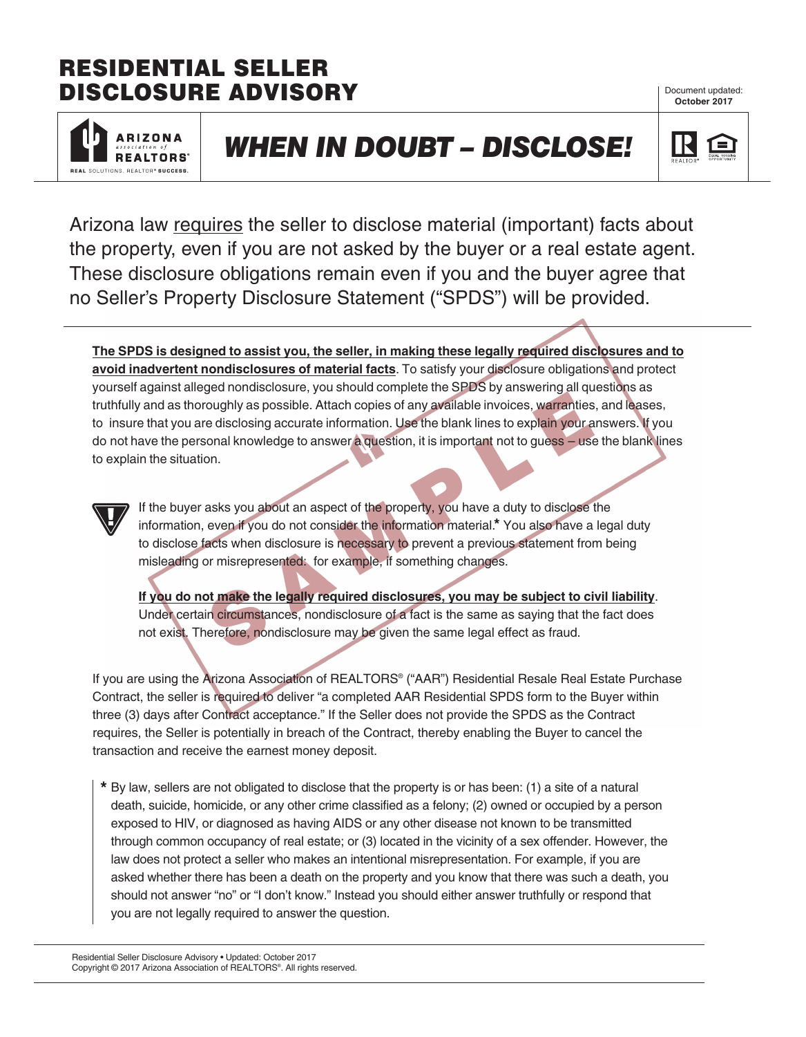# RESIDENTIAL SELLER DISCLOSURE ADVISORY

Document updated: **October 2017**

## *WHEN IN DOUBT – DISCLOSE!*

Arizona law requires the seller to disclose material (important) facts about the property, even if you are not asked by the buyer or a real estate agent. These disclosure obligations remain even if you and the buyer agree that no Seller's Property Disclosure Statement ("SPDS") will be provided.

**The SPDS is designed to assist you, the seller, in making these legally required disclosures and to avoid inadvertent nondisclosures of material facts**. To satisfy your disclosure obligations and protect yourself against alleged nondisclosure, you should complete the SPDS by answering all questions as truthfully and as thoroughly as possible. Attach copies of any available invoices, warranties, and leases, to insure that you are disclosing accurate information. Use the blank lines to explain your answers. If you do not have the personal knowledge to answer a question, it is important not to guess – use the blank lines to explain the situation.

If the buyer asks you about an aspect of the property, you have a duty to disclose the information, even if you do not consider the information material.* You also have a legal duty to disclose facts when disclosure is necessary to prevent a previous statement from being misleading or misrepresented: for example, if something changes.

**If you do not make the legally required disclosures, you may be subject to civil liability**. Under certain circumstances, nondisclosure of a fact is the same as saying that the fact does not exist. Therefore, nondisclosure may be given the same legal effect as fraud.

If you are using the Arizona Association of REALTORS® ("AAR") Residential Resale Real Estate Purchase Contract, the seller is required to deliver "a completed AAR Residential SPDS form to the Buyer within three (3) days after Contract acceptance." If the Seller does not provide the SPDS as the Contract requires, the Seller is potentially in breach of the Contract, thereby enabling the Buyer to cancel the transaction and receive the earnest money deposit.

\* By law, sellers are not obligated to disclose that the property is or has been: (1) a site of a natural death, suicide, homicide, or any other crime classified as a felony; (2) owned or occupied by a person exposed to HIV, or diagnosed as having AIDS or any other disease not known to be transmitted through common occupancy of real estate; or (3) located in the vicinity of a sex offender. However, the law does not protect a seller who makes an intentional misrepresentation. For example, if you are asked whether there has been a death on the property and you know that there was such a death, you should not answer "no" or "I don't know." Instead you should either answer truthfully or respond that you are not legally required to answer the question.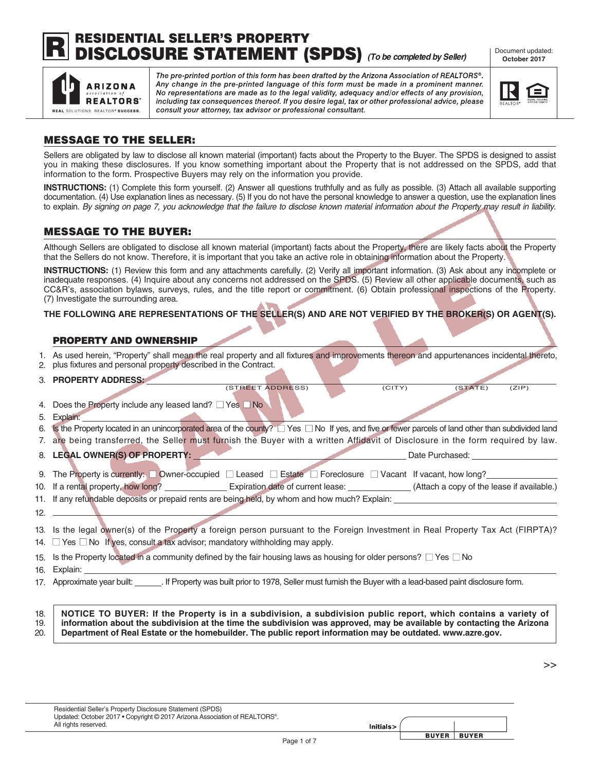# RESIDENTIAL SELLER'S PROPERTY DISCLOSURE STATEMENT (SPDS) *(To be completed by Seller)*

Document updated: **October 2017**

*The pre-printed portion of this form has been drafted by the Arizona Association of REALTORS®. Any change in the pre-printed language of this form must be made in a prominent manner. No representations are made as to the legal validity, adequacy and/or effects of any provision, including tax consequences thereof. If you desire legal, tax or other professional advice, please consult your attorney, tax advisor or professional consultant.*

## MESSAGE TO THE SELLER:

Sellers are obligated by law to disclose all known material (important) facts about the Property to the Buyer. The SPDS is designed to assist you in making these disclosures. If you know something important about the Property that is not addressed on the SPDS, add that information to the form. Prospective Buyers may rely on the information you provide.

**INSTRUCTIONS:** (1) Complete this form yourself. (2) Answer all questions truthfully and as fully as possible. (3) Attach all available supporting documentation. (4) Use explanation lines as necessary. (5) If you do not have the personal knowledge to answer a question, use the explanation lines to explain. *By signing on page 7, you acknowledge that the failure to disclose known material information about the Property may result in liability.*

## MESSAGE TO THE BUYER:

Although Sellers are obligated to disclose all known material (important) facts about the Property, there are likely facts about the Property that the Sellers do not know. Therefore, it is important that you take an active role in obtaining information about the Property.

**INSTRUCTIONS:** (1) Review this form and any attachments carefully. (2) Verify all important information. (3) Ask about any incomplete or inadequate responses. (4) Inquire about any concerns not addressed on the SPDS. (5) Review all other applicable documents, such as CC&R's, association bylaws, surveys, rules, and the title report or commitment. (6) Obtain professional inspections of the Property. (7) Investigate the surrounding area.

**THE FOLLOWING ARE REPRESENTATIONS OF THE SELLER(S) AND ARE NOT VERIFIED BY THE BROKER(S) OR AGENT(S).**

### PROPERTY AND OWNERSHIP

1. As used herein, "Property" shall mean the real property and all fixtures and improvements thereon and appurtenances incidental thereto,
2. plus fixtures and personal property described in the Contract.
3. **PROPERTY ADDRESS:** ______________________ (STREET ADDRESS) (CITY) (STATE) (ZIP)
4. Does the Property include any leased land? ☐ Yes ☐ No
5. Explain: ______________________
6. Is the Property located in an unincorporated area of the county? ☐ Yes ☐ No If yes, and five or fewer parcels of land other than subdivided land
7. are being transferred, the Seller must furnish the Buyer with a written Affidavit of Disclosure in the form required by law.
8. **LEGAL OWNER(S) OF PROPERTY:** ______________________ Date Purchased: __________
9. The Property is currently: ☐ Owner-occupied ☐ Leased ☐ Estate ☐ Foreclosure ☐ Vacant If vacant, how long? __________
10. If a rental property, how long? __________ Expiration date of current lease: __________ (Attach a copy of the lease if available.)
11. If any refundable deposits or prepaid rents are being held, by whom and how much? Explain: ______________________
12. ______________________
13. Is the legal owner(s) of the Property a foreign person pursuant to the Foreign Investment in Real Property Tax Act (FIRPTA)?
14. ☐ Yes ☐ No If yes, consult a tax advisor; mandatory withholding may apply.
15. Is the Property located in a community defined by the fair housing laws as housing for older persons? ☐ Yes ☐ No
16. Explain: ______________________
17. Approximate year built: ______. If Property was built prior to 1978, Seller must furnish the Buyer with a lead-based paint disclosure form.

18. – 20. **NOTICE TO BUYER: If the Property is in a subdivision, a subdivision public report, which contains a variety of information about the subdivision at the time the subdivision was approved, may be available by contacting the Arizona Department of Real Estate or the homebuilder. The public report information may be outdated. www.azre.gov.**

>>

Initials> BUYER | BUYER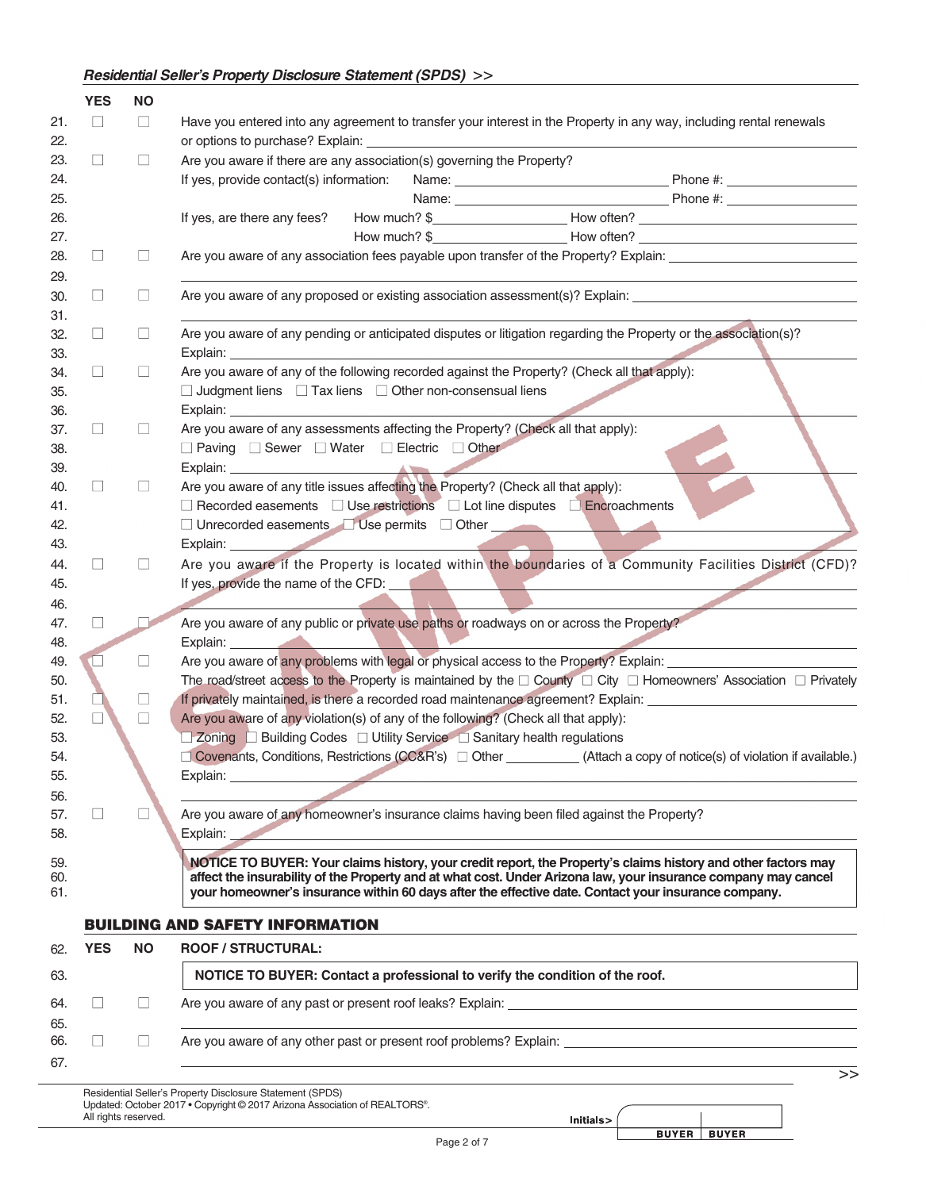*Residential Seller's Property Disclosure Statement (SPDS) >>*

| | YES | NO | |
|---|---|---|---|
| 21. | ☐ | ☐ | Have you entered into any agreement to transfer your interest in the Property in any way, including rental renewals |
| 22. | | | or options to purchase? Explain: ______ |
| 23. | ☐ | ☐ | Are you aware if there are any association(s) governing the Property? |
| 24. | | | If yes, provide contact(s) information: Name: ______ Phone #: ______ |
| 25. | | | Name: ______ Phone #: ______ |
| 26. | | | If yes, are there any fees? How much? $______ How often? ______ |
| 27. | | | How much? $______ How often? ______ |
| 28. | ☐ | ☐ | Are you aware of any association fees payable upon transfer of the Property? Explain: ______ |
| 29. | | | ______ |
| 30. | ☐ | ☐ | Are you aware of any proposed or existing association assessment(s)? Explain: ______ |
| 31. | | | ______ |
| 32. | ☐ | ☐ | Are you aware of any pending or anticipated disputes or litigation regarding the Property or the association(s)? |
| 33. | | | Explain: ______ |
| 34. | ☐ | ☐ | Are you aware of any of the following recorded against the Property? (Check all that apply): |
| 35. | | | ☐ Judgment liens ☐ Tax liens ☐ Other non-consensual liens |
| 36. | | | Explain: ______ |
| 37. | ☐ | ☐ | Are you aware of any assessments affecting the Property? (Check all that apply): |
| 38. | | | ☐ Paving ☐ Sewer ☐ Water ☐ Electric ☐ Other |
| 39. | | | Explain: ______ |
| 40. | ☐ | ☐ | Are you aware of any title issues affecting the Property? (Check all that apply): |
| 41. | | | ☐ Recorded easements ☐ Use restrictions ☐ Lot line disputes ☐ Encroachments |
| 42. | | | ☐ Unrecorded easements ☐ Use permits ☐ Other ______ |
| 43. | | | Explain: ______ |
| 44. | ☐ | ☐ | Are you aware if the Property is located within the boundaries of a Community Facilities District (CFD)? |
| 45. | | | If yes, provide the name of the CFD: ______ |
| 46. | | | ______ |
| 47. | ☐ | ☐ | Are you aware of any public or private use paths or roadways on or across the Property? |
| 48. | | | Explain: ______ |
| 49. | ☐ | ☐ | Are you aware of any problems with legal or physical access to the Property? Explain: ______ |
| 50. | | | The road/street access to the Property is maintained by the ☐ County ☐ City ☐ Homeowners' Association ☐ Privately |
| 51. | ☐ | ☐ | If privately maintained, is there a recorded road maintenance agreement? Explain: ______ |
| 52. | ☐ | ☐ | Are you aware of any violation(s) of any of the following? (Check all that apply): |
| 53. | | | ☐ Zoning ☐ Building Codes ☐ Utility Service ☐ Sanitary health regulations |
| 54. | | | ☐ Covenants, Conditions, Restrictions (CC&R's) ☐ Other ______ (Attach a copy of notice(s) of violation if available.) |
| 55. | | | Explain: ______ |
| 56. | | | ______ |
| 57. | ☐ | ☐ | Are you aware of any homeowner's insurance claims having been filed against the Property? |
| 58. | | | Explain: ______ |

59.–61. **NOTICE TO BUYER: Your claims history, your credit report, the Property's claims history and other factors may affect the insurability of the Property and at what cost. Under Arizona law, your insurance company may cancel your homeowner's insurance within 60 days after the effective date. Contact your insurance company.**

## BUILDING AND SAFETY INFORMATION

| 62. | YES | NO | ROOF / STRUCTURAL: |
|---|---|---|---|
| 63. | | | **NOTICE TO BUYER: Contact a professional to verify the condition of the roof.** |
| 64. | ☐ | ☐ | Are you aware of any past or present roof leaks? Explain: ______ |
| 65. | | | ______ |
| 66. | ☐ | ☐ | Are you aware of any other past or present roof problems? Explain: ______ |
| 67. | | | ______ |

Residential Seller's Property Disclosure Statement (SPDS)
Updated: October 2017 • Copyright © 2017 Arizona Association of REALTORS®.
All rights reserved.

Initials> ______ BUYER ______ BUYER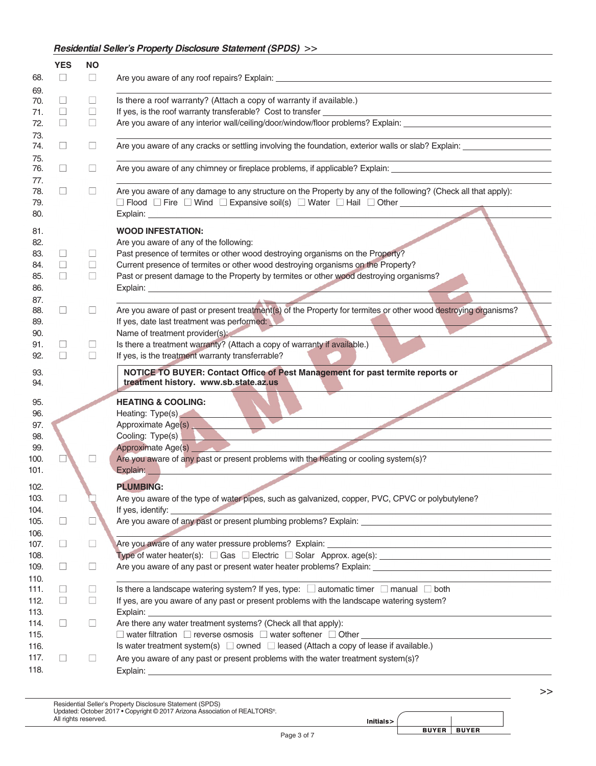| | YES | NO | |
|---|---|---|---|
| 68. | ☐ | ☐ | Are you aware of any roof repairs? Explain: |
| 69. | | | |
| 70. | ☐ | ☐ | Is there a roof warranty? (Attach a copy of warranty if available.) |
| 71. | ☐ | ☐ | If yes, is the roof warranty transferable? Cost to transfer |
| 72. | ☐ | ☐ | Are you aware of any interior wall/ceiling/door/window/floor problems? Explain: |
| 73. | | | |
| 74. | ☐ | ☐ | Are you aware of any cracks or settling involving the foundation, exterior walls or slab? Explain: |
| 75. | | | |
| 76. | ☐ | ☐ | Are you aware of any chimney or fireplace problems, if applicable? Explain: |
| 77. | | | |
| 78. | ☐ | ☐ | Are you aware of any damage to any structure on the Property by any of the following? (Check all that apply): |
| 79. | | | ☐ Flood ☐ Fire ☐ Wind ☐ Expansive soil(s) ☐ Water ☐ Hail ☐ Other |
| 80. | | | Explain: |
| 81. | | | **WOOD INFESTATION:** |
| 82. | | | Are you aware of any of the following: |
| 83. | ☐ | ☐ | Past presence of termites or other wood destroying organisms on the Property? |
| 84. | ☐ | ☐ | Current presence of termites or other wood destroying organisms on the Property? |
| 85. | ☐ | ☐ | Past or present damage to the Property by termites or other wood destroying organisms? |
| 86. | | | Explain: |
| 87. | | | |
| 88. | ☐ | ☐ | Are you aware of past or present treatment(s) of the Property for termites or other wood destroying organisms? |
| 89. | | | If yes, date last treatment was performed: |
| 90. | | | Name of treatment provider(s): |
| 91. | ☐ | ☐ | Is there a treatment warranty? (Attach a copy of warranty if available.) |
| 92. | ☐ | ☐ | If yes, is the treatment warranty transferrable? |
| 93. | | | **NOTICE TO BUYER: Contact Office of Pest Management for past termite reports or** |
| 94. | | | **treatment history. www.sb.state.az.us** |
| 95. | | | **HEATING & COOLING:** |
| 96. | | | Heating: Type(s) |
| 97. | | | Approximate Age(s) |
| 98. | | | Cooling: Type(s) |
| 99. | | | Approximate Age(s) |
| 100. | ☐ | ☐ | Are you aware of any past or present problems with the heating or cooling system(s)? |
| 101. | | | Explain: |
| 102. | | | **PLUMBING:** |
| 103. | ☐ | ☐ | Are you aware of the type of water pipes, such as galvanized, copper, PVC, CPVC or polybutylene? |
| 104. | | | If yes, identify: |
| 105. | ☐ | ☐ | Are you aware of any past or present plumbing problems? Explain: |
| 106. | | | |
| 107. | ☐ | ☐ | Are you aware of any water pressure problems? Explain: |
| 108. | | | Type of water heater(s): ☐ Gas ☐ Electric ☐ Solar Approx. age(s): |
| 109. | ☐ | ☐ | Are you aware of any past or present water heater problems? Explain: |
| 110. | | | |
| 111. | ☐ | ☐ | Is there a landscape watering system? If yes, type: ☐ automatic timer ☐ manual ☐ both |
| 112. | ☐ | ☐ | If yes, are you aware of any past or present problems with the landscape watering system? |
| 113. | | | Explain: |
| 114. | ☐ | ☐ | Are there any water treatment systems? (Check all that apply): |
| 115. | | | ☐ water filtration ☐ reverse osmosis ☐ water softener ☐ Other |
| 116. | | | Is water treatment system(s) ☐ owned ☐ leased (Attach a copy of lease if available.) |
| 117. | ☐ | ☐ | Are you aware of any past or present problems with the water treatment system(s)? |
| 118. | | | Explain: |

Initials> BUYER | BUYER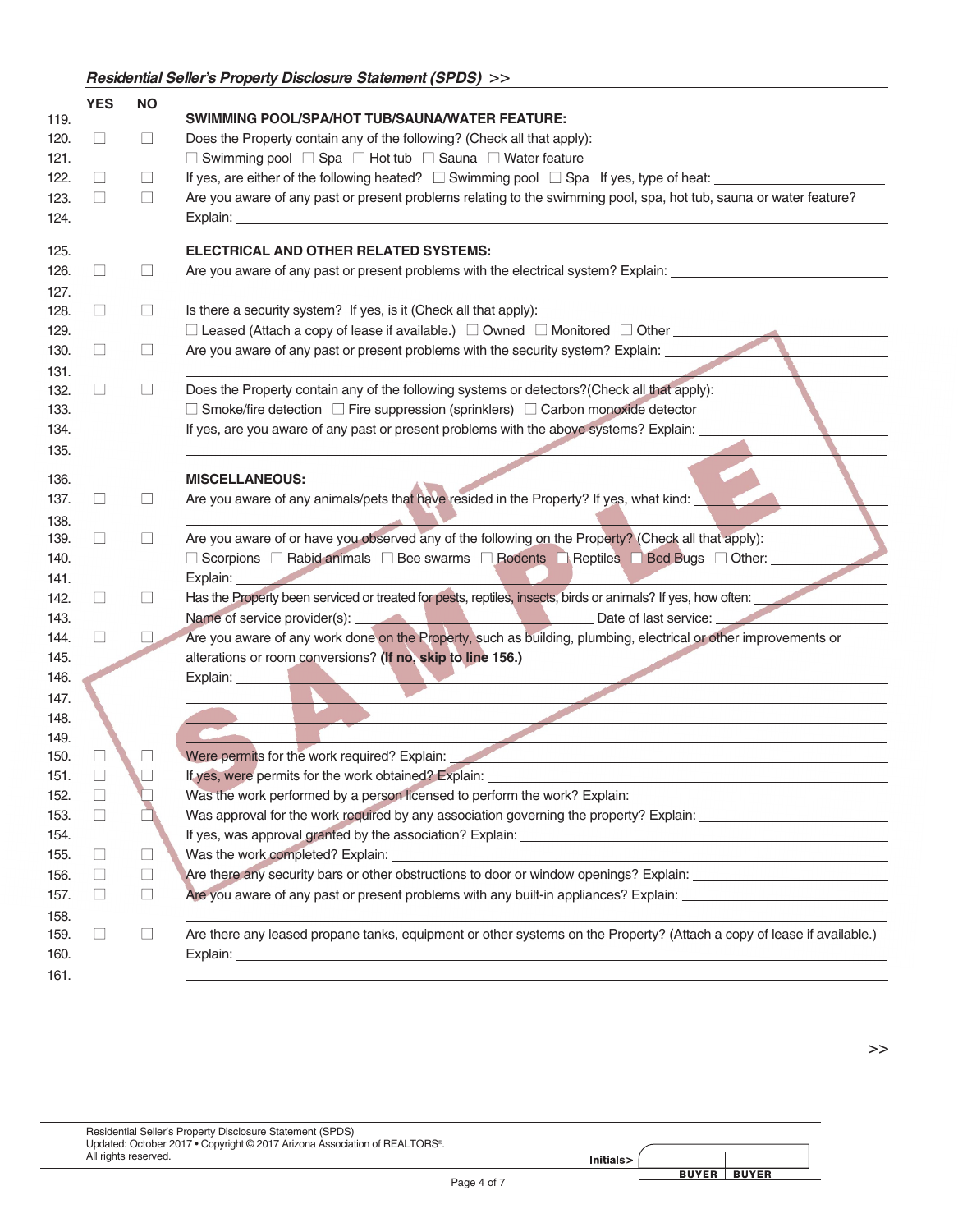| | YES | NO | |
|---|---|---|---|
| 119. | | | **SWIMMING POOL/SPA/HOT TUB/SAUNA/WATER FEATURE:** |
| 120. | ☐ | ☐ | Does the Property contain any of the following? (Check all that apply): |
| 121. | | | ☐ Swimming pool ☐ Spa ☐ Hot tub ☐ Sauna ☐ Water feature |
| 122. | ☐ | ☐ | If yes, are either of the following heated? ☐ Swimming pool ☐ Spa If yes, type of heat: ______ |
| 123. | ☐ | ☐ | Are you aware of any past or present problems relating to the swimming pool, spa, hot tub, sauna or water feature? |
| 124. | | | Explain: ______ |
| 125. | | | **ELECTRICAL AND OTHER RELATED SYSTEMS:** |
| 126. | ☐ | ☐ | Are you aware of any past or present problems with the electrical system? Explain: ______ |
| 127. | | | ______ |
| 128. | ☐ | ☐ | Is there a security system? If yes, is it (Check all that apply): |
| 129. | | | ☐ Leased (Attach a copy of lease if available.) ☐ Owned ☐ Monitored ☐ Other ______ |
| 130. | ☐ | ☐ | Are you aware of any past or present problems with the security system? Explain: ______ |
| 131. | | | ______ |
| 132. | ☐ | ☐ | Does the Property contain any of the following systems or detectors?(Check all that apply): |
| 133. | | | ☐ Smoke/fire detection ☐ Fire suppression (sprinklers) ☐ Carbon monoxide detector |
| 134. | | | If yes, are you aware of any past or present problems with the above systems? Explain: ______ |
| 135. | | | ______ |
| 136. | | | **MISCELLANEOUS:** |
| 137. | ☐ | ☐ | Are you aware of any animals/pets that have resided in the Property? If yes, what kind: ______ |
| 138. | | | ______ |
| 139. | ☐ | ☐ | Are you aware of or have you observed any of the following on the Property? (Check all that apply): |
| 140. | | | ☐ Scorpions ☐ Rabid animals ☐ Bee swarms ☐ Rodents ☐ Reptiles ☐ Bed Bugs ☐ Other: ______ |
| 141. | | | Explain: ______ |
| 142. | ☐ | ☐ | Has the Property been serviced or treated for pests, reptiles, insects, birds or animals? If yes, how often: ______ |
| 143. | | | Name of service provider(s): ______ Date of last service: ______ |
| 144. | ☐ | ☐ | Are you aware of any work done on the Property, such as building, plumbing, electrical or other improvements or |
| 145. | | | alterations or room conversions? **(If no, skip to line 156.)** |
| 146. | | | Explain: ______ |
| 147. | | | ______ |
| 148. | | | ______ |
| 149. | | | ______ |
| 150. | ☐ | ☐ | Were permits for the work required? Explain: ______ |
| 151. | ☐ | ☐ | If yes, were permits for the work obtained? Explain: ______ |
| 152. | ☐ | ☐ | Was the work performed by a person licensed to perform the work? Explain: ______ |
| 153. | ☐ | ☐ | Was approval for the work required by any association governing the property? Explain: ______ |
| 154. | | | If yes, was approval granted by the association? Explain: ______ |
| 155. | ☐ | ☐ | Was the work completed? Explain: ______ |
| 156. | ☐ | ☐ | Are there any security bars or other obstructions to door or window openings? Explain: ______ |
| 157. | ☐ | ☐ | Are you aware of any past or present problems with any built-in appliances? Explain: ______ |
| 158. | | | ______ |
| 159. | ☐ | ☐ | Are there any leased propane tanks, equipment or other systems on the Property? (Attach a copy of lease if available.) |
| 160. | | | Explain: ______ |
| 161. | | | ______ |

SAMPLE

>>

Initials> BUYER | BUYER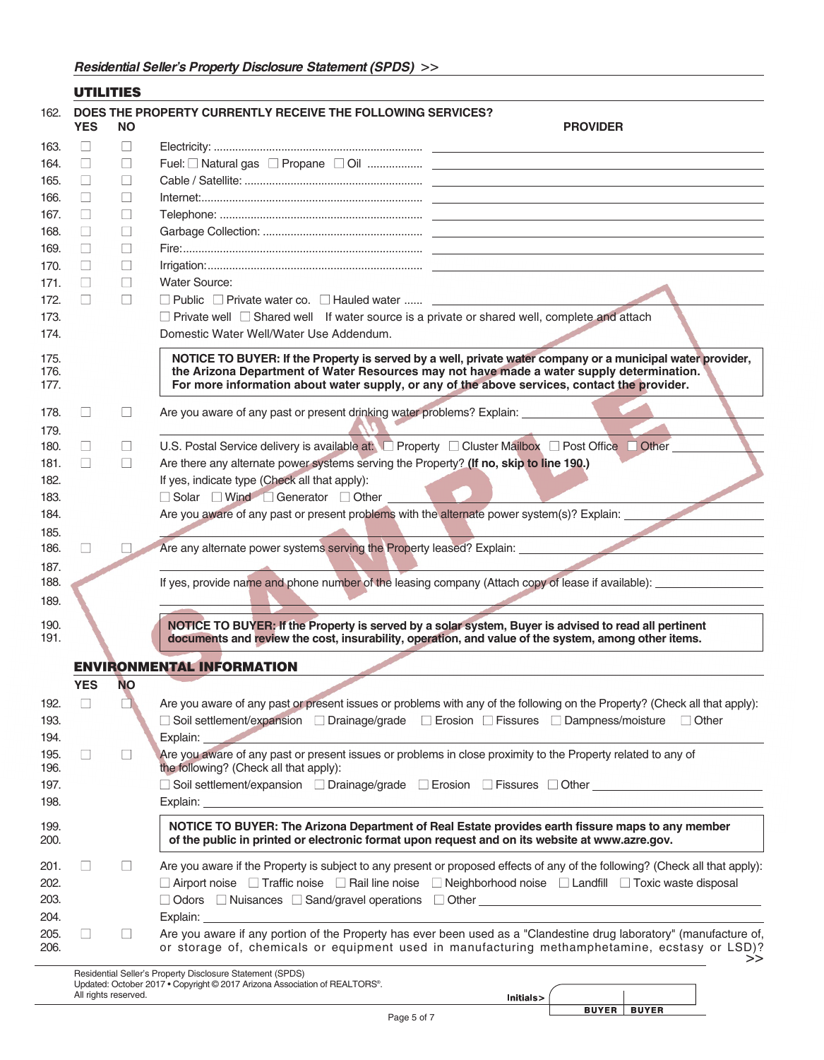## UTILITIES

162. **DOES THE PROPERTY CURRENTLY RECEIVE THE FOLLOWING SERVICES?**

| Line | YES | NO | Service | PROVIDER |
|---|---|---|---|---|
| 163. | ☐ | ☐ | Electricity: | |
| 164. | ☐ | ☐ | Fuel: ☐ Natural gas ☐ Propane ☐ Oil | |
| 165. | ☐ | ☐ | Cable / Satellite: | |
| 166. | ☐ | ☐ | Internet: | |
| 167. | ☐ | ☐ | Telephone: | |
| 168. | ☐ | ☐ | Garbage Collection: | |
| 169. | ☐ | ☐ | Fire: | |
| 170. | ☐ | ☐ | Irrigation: | |
| 171. | ☐ | ☐ | Water Source: | |
| 172. | | | ☐ Public ☐ Private water co. ☐ Hauled water | |

173. ☐ Private well ☐ Shared well If water source is a private or shared well, complete and attach
174. Domestic Water Well/Water Use Addendum.

175.–177. **NOTICE TO BUYER: If the Property is served by a well, private water company or a municipal water provider, the Arizona Department of Water Resources may not have made a water supply determination. For more information about water supply, or any of the above services, contact the provider.**

178. ☐ YES ☐ NO Are you aware of any past or present drinking water problems? Explain: ______
179. ______
180. ☐ YES ☐ NO U.S. Postal Service delivery is available at: ☐ Property ☐ Cluster Mailbox ☐ Post Office ☐ Other ______
181. ☐ YES ☐ NO Are there any alternate power systems serving the Property? **(If no, skip to line 190.)**
182. If yes, indicate type (Check all that apply):
183. ☐ Solar ☐ Wind ☐ Generator ☐ Other ______
184. Are you aware of any past or present problems with the alternate power system(s)? Explain: ______
185. ______
186. ☐ YES ☐ NO Are any alternate power systems serving the Property leased? Explain: ______
187. ______
188. If yes, provide name and phone number of the leasing company (Attach copy of lease if available): ______
189. ______

190.–191. **NOTICE TO BUYER: If the Property is served by a solar system, Buyer is advised to read all pertinent documents and review the cost, insurability, operation, and value of the system, among other items.**

## ENVIRONMENTAL INFORMATION

192. ☐ YES ☐ NO Are you aware of any past or present issues or problems with any of the following on the Property? (Check all that apply):
193. ☐ Soil settlement/expansion ☐ Drainage/grade ☐ Erosion ☐ Fissures ☐ Dampness/moisture ☐ Other
194. Explain: ______
195.–196. ☐ YES ☐ NO Are you aware of any past or present issues or problems in close proximity to the Property related to any of the following? (Check all that apply):
197. ☐ Soil settlement/expansion ☐ Drainage/grade ☐ Erosion ☐ Fissures ☐ Other ______
198. Explain: ______

199.–200. **NOTICE TO BUYER: The Arizona Department of Real Estate provides earth fissure maps to any member of the public in printed or electronic format upon request and on its website at www.azre.gov.**

201. ☐ YES ☐ NO Are you aware if the Property is subject to any present or proposed effects of any of the following? (Check all that apply):
202. ☐ Airport noise ☐ Traffic noise ☐ Rail line noise ☐ Neighborhood noise ☐ Landfill ☐ Toxic waste disposal
203. ☐ Odors ☐ Nuisances ☐ Sand/gravel operations ☐ Other ______
204. Explain: ______
205.–206. ☐ YES ☐ NO Are you aware if any portion of the Property has ever been used as a "Clandestine drug laboratory" (manufacture of, or storage of, chemicals or equipment used in manufacturing methamphetamine, ecstasy or LSD)?

Initials> BUYER | BUYER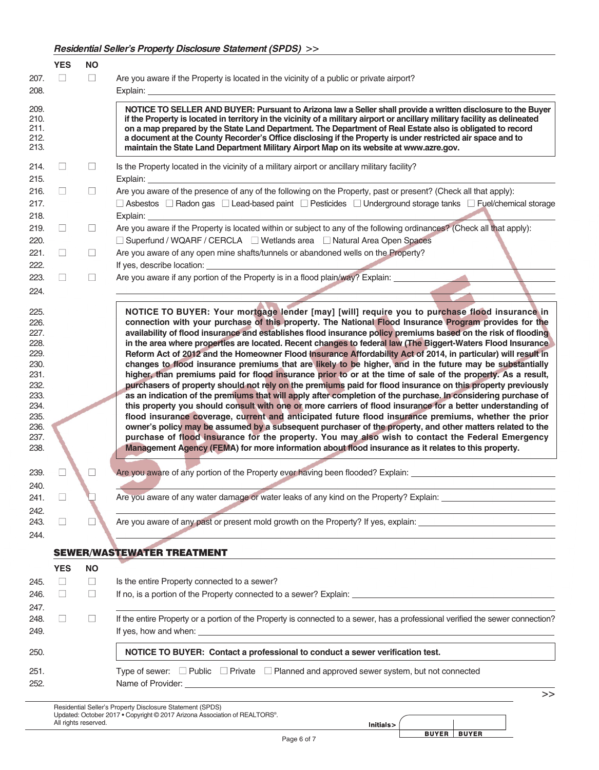| | YES | NO | |
|---|---|---|---|
| 207. | ☐ | ☐ | Are you aware if the Property is located in the vicinity of a public or private airport? |
| 208. | | | Explain: |

209.–213. **NOTICE TO SELLER AND BUYER: Pursuant to Arizona law a Seller shall provide a written disclosure to the Buyer if the Property is located in territory in the vicinity of a military airport or ancillary military facility as delineated on a map prepared by the State Land Department. The Department of Real Estate also is obligated to record a document at the County Recorder's Office disclosing if the Property is under restricted air space and to maintain the State Land Department Military Airport Map on its website at www.azre.gov.**

| | YES | NO | |
|---|---|---|---|
| 214. | ☐ | ☐ | Is the Property located in the vicinity of a military airport or ancillary military facility? |
| 215. | | | Explain: |
| 216. | ☐ | ☐ | Are you aware of the presence of any of the following on the Property, past or present? (Check all that apply): |
| 217. | | | ☐ Asbestos ☐ Radon gas ☐ Lead-based paint ☐ Pesticides ☐ Underground storage tanks ☐ Fuel/chemical storage |
| 218. | | | Explain: |
| 219. | ☐ | ☐ | Are you aware if the Property is located within or subject to any of the following ordinances? (Check all that apply): |
| 220. | | | ☐ Superfund / WQARF / CERCLA ☐ Wetlands area ☐ Natural Area Open Spaces |
| 221. | ☐ | ☐ | Are you aware of any open mine shafts/tunnels or abandoned wells on the Property? |
| 222. | | | If yes, describe location: |
| 223. | ☐ | ☐ | Are you aware if any portion of the Property is in a flood plain/way? Explain: |
| 224. | | | |

225.–238. **NOTICE TO BUYER: Your mortgage lender [may] [will] require you to purchase flood insurance in connection with your purchase of this property. The National Flood Insurance Program provides for the availability of flood insurance and establishes flood insurance policy premiums based on the risk of flooding in the area where properties are located. Recent changes to federal law (The Biggert-Waters Flood Insurance Reform Act of 2012 and the Homeowner Flood Insurance Affordability Act of 2014, in particular) will result in changes to flood insurance premiums that are likely to be higher, and in the future may be substantially higher, than premiums paid for flood insurance prior to or at the time of sale of the property. As a result, purchasers of property should not rely on the premiums paid for flood insurance on this property previously as an indication of the premiums that will apply after completion of the purchase. In considering purchase of this property you should consult with one or more carriers of flood insurance for a better understanding of flood insurance coverage, current and anticipated future flood insurance premiums, whether the prior owner's policy may be assumed by a subsequent purchaser of the property, and other matters related to the purchase of flood insurance for the property. You may also wish to contact the Federal Emergency Management Agency (FEMA) for more information about flood insurance as it relates to this property.**

| | YES | NO | |
|---|---|---|---|
| 239. | ☐ | ☐ | Are you aware of any portion of the Property ever having been flooded? Explain: |
| 240. | | | |
| 241. | ☐ | ☐ | Are you aware of any water damage or water leaks of any kind on the Property? Explain: |
| 242. | | | |
| 243. | ☐ | ☐ | Are you aware of any past or present mold growth on the Property? If yes, explain: |
| 244. | | | |

## SEWER/WASTEWATER TREATMENT

| | YES | NO | |
|---|---|---|---|
| 245. | ☐ | ☐ | Is the entire Property connected to a sewer? |
| 246. | ☐ | ☐ | If no, is a portion of the Property connected to a sewer? Explain: |
| 247. | | | |
| 248. | ☐ | ☐ | If the entire Property or a portion of the Property is connected to a sewer, has a professional verified the sewer connection? |
| 249. | | | If yes, how and when: |

250. **NOTICE TO BUYER: Contact a professional to conduct a sewer verification test.**

251. Type of sewer: ☐ Public ☐ Private ☐ Planned and approved sewer system, but not connected

252. Name of Provider: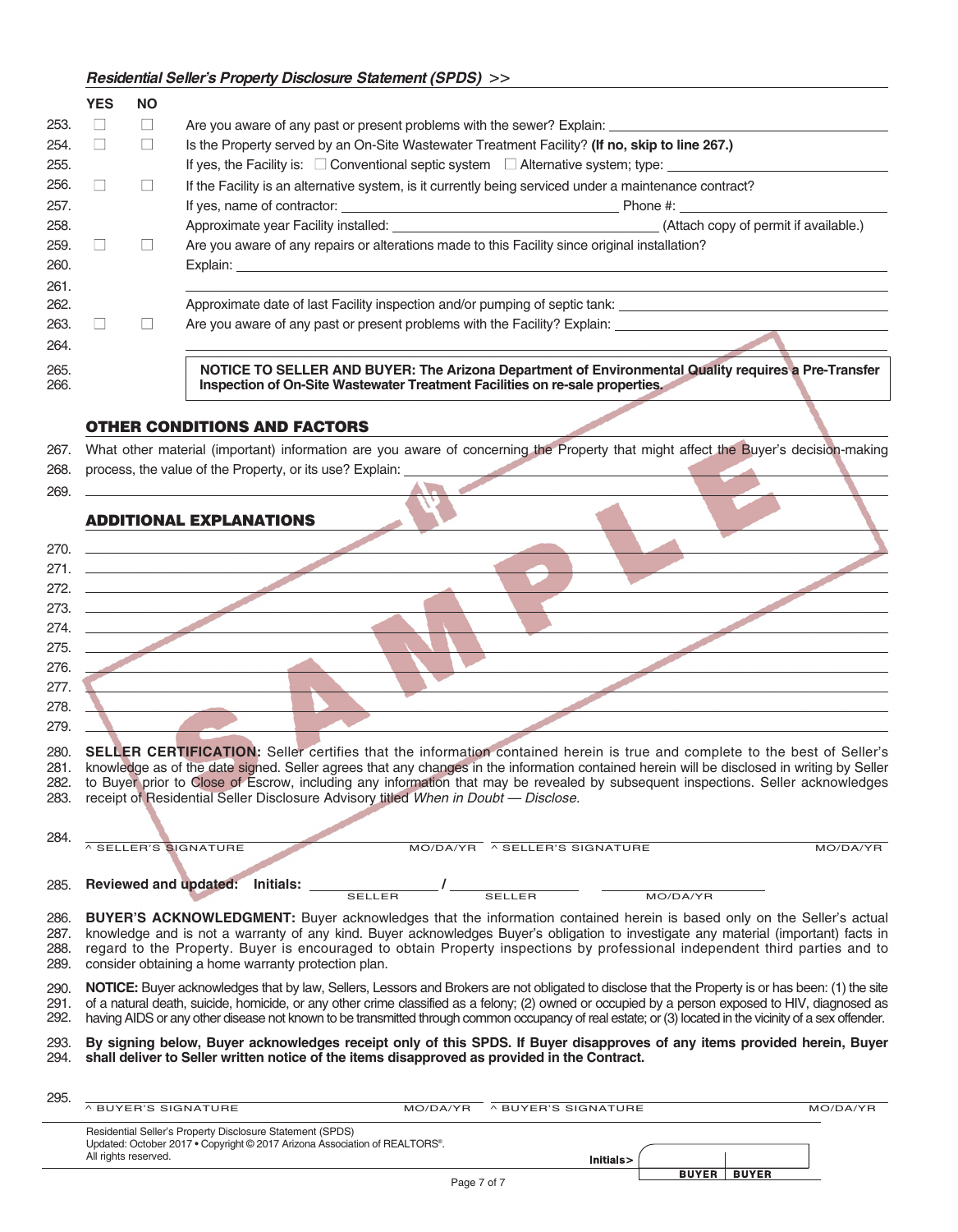*Residential Seller's Property Disclosure Statement (SPDS) >>*

| YES | NO | |
|---|---|---|
| ☐ | ☐ | 253. Are you aware of any past or present problems with the sewer? Explain: ______ |
| ☐ | ☐ | 254. Is the Property served by an On-Site Wastewater Treatment Facility? **(If no, skip to line 267.)** |
| | | 255. If yes, the Facility is: ☐ Conventional septic system ☐ Alternative system; type: ______ |
| ☐ | ☐ | 256. If the Facility is an alternative system, is it currently being serviced under a maintenance contract? |
| | | 257. If yes, name of contractor: ______ Phone #: ______ |
| | | 258. Approximate year Facility installed: ______ (Attach copy of permit if available.) |
| ☐ | ☐ | 259. Are you aware of any repairs or alterations made to this Facility since original installation? |
| | | 260. Explain: ______ |
| | | 261. ______ |
| | | 262. Approximate date of last Facility inspection and/or pumping of septic tank: ______ |
| ☐ | ☐ | 263. Are you aware of any past or present problems with the Facility? Explain: ______ |
| | | 264. ______ |

265. **NOTICE TO SELLER AND BUYER: The Arizona Department of Environmental Quality requires a Pre-Transfer**
266. **Inspection of On-Site Wastewater Treatment Facilities on re-sale properties.**

## OTHER CONDITIONS AND FACTORS

267. What other material (important) information are you aware of concerning the Property that might affect the Buyer's decision-making
268. process, the value of the Property, or its use? Explain: ______
269. ______

## ADDITIONAL EXPLANATIONS

270. ______
271. ______
272. ______
273. ______
274. ______
275. ______
276. ______
277. ______
278. ______
279. ______

280. **SELLER CERTIFICATION:** Seller certifies that the information contained herein is true and complete to the best of Seller's
281. knowledge as of the date signed. Seller agrees that any changes in the information contained herein will be disclosed in writing by Seller
282. to Buyer prior to Close of Escrow, including any information that may be revealed by subsequent inspections. Seller acknowledges
283. receipt of Residential Seller Disclosure Advisory titled *When in Doubt — Disclose.*

284. ______ ^ SELLER'S SIGNATURE MO/DA/YR ______ ^ SELLER'S SIGNATURE MO/DA/YR

285. **Reviewed and updated: Initials:** ______ SELLER / ______ SELLER ______ MO/DA/YR

286. **BUYER'S ACKNOWLEDGMENT:** Buyer acknowledges that the information contained herein is based only on the Seller's actual
287. knowledge and is not a warranty of any kind. Buyer acknowledges Buyer's obligation to investigate any material (important) facts in
288. regard to the Property. Buyer is encouraged to obtain Property inspections by professional independent third parties and to
289. consider obtaining a home warranty protection plan.

290. **NOTICE:** Buyer acknowledges that by law, Sellers, Lessors and Brokers are not obligated to disclose that the Property is or has been: (1) the site
291. of a natural death, suicide, homicide, or any other crime classified as a felony; (2) owned or occupied by a person exposed to HIV, diagnosed as
292. having AIDS or any other disease not known to be transmitted through common occupancy of real estate; or (3) located in the vicinity of a sex offender.

293. **By signing below, Buyer acknowledges receipt only of this SPDS. If Buyer disapproves of any items provided herein, Buyer**
294. **shall deliver to Seller written notice of the items disapproved as provided in the Contract.**

295. ______ ^ BUYER'S SIGNATURE MO/DA/YR ______ ^ BUYER'S SIGNATURE MO/DA/YR

Residential Seller's Property Disclosure Statement (SPDS)
Updated: October 2017 • Copyright © 2017 Arizona Association of REALTORS®.
All rights reserved.

Initials> ______ BUYER ______ BUYER